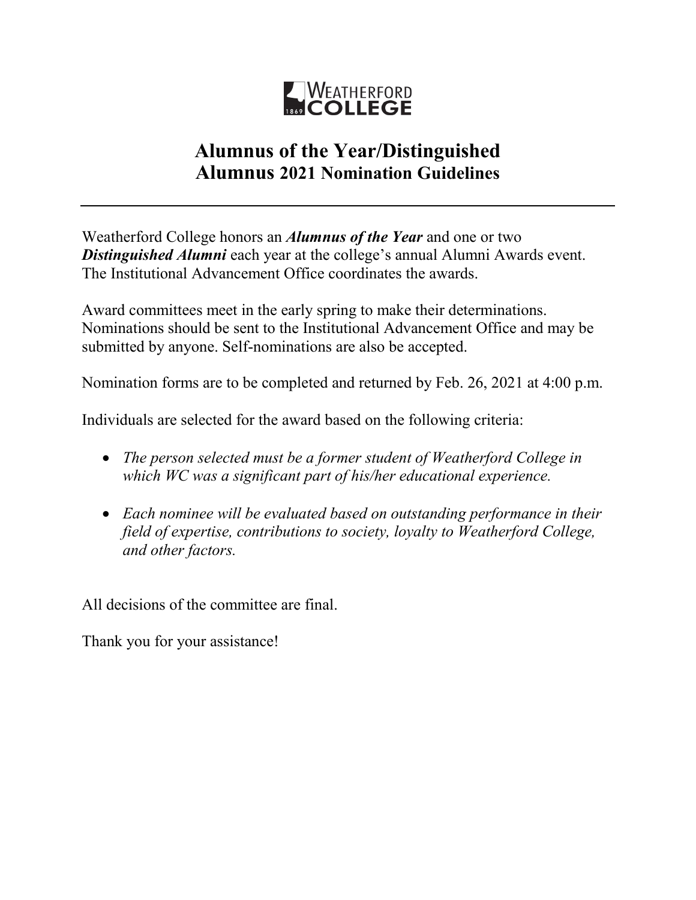WEATHERFORD COLLEGE 1869

# Alumnus of the Year/Distinguished Alumnus 2021 Nomination Guidelines

---

Weatherford College honors an ***Alumnus of the Year*** and one or two ***Distinguished Alumni*** each year at the college's annual Alumni Awards event. The Institutional Advancement Office coordinates the awards.

Award committees meet in the early spring to make their determinations. Nominations should be sent to the Institutional Advancement Office and may be submitted by anyone. Self-nominations are also be accepted.

Nomination forms are to be completed and returned by Feb. 26, 2021 at 4:00 p.m.

Individuals are selected for the award based on the following criteria:

- *The person selected must be a former student of Weatherford College in which WC was a significant part of his/her educational experience.*
- *Each nominee will be evaluated based on outstanding performance in their field of expertise, contributions to society, loyalty to Weatherford College, and other factors.*

All decisions of the committee are final.

Thank you for your assistance!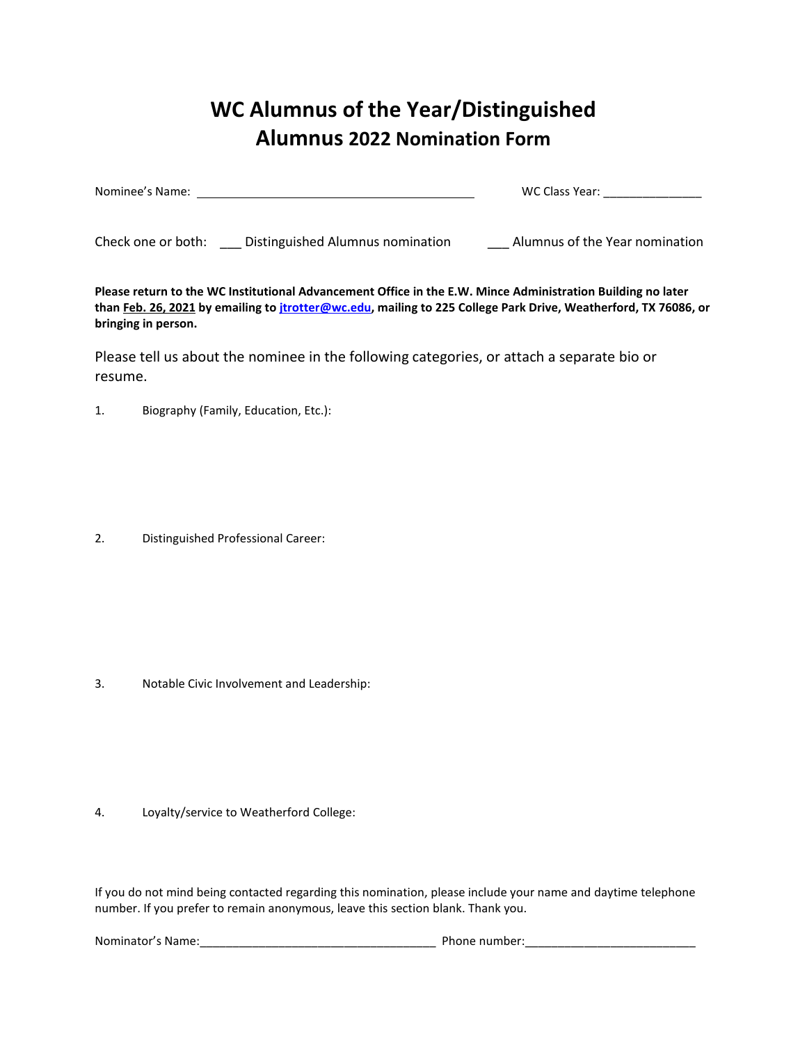# WC Alumnus of the Year/Distinguished Alumnus 2022 Nomination Form

Nominee's Name: ________________________________________ WC Class Year: _______________

Check one or both: ___ Distinguished Alumnus nomination ___ Alumnus of the Year nomination

**Please return to the WC Institutional Advancement Office in the E.W. Mince Administration Building no later than Feb. 26, 2021 by emailing to jtrotter@wc.edu, mailing to 225 College Park Drive, Weatherford, TX 76086, or bringing in person.**

Please tell us about the nominee in the following categories, or attach a separate bio or resume.

1. Biography (Family, Education, Etc.):

2. Distinguished Professional Career:

3. Notable Civic Involvement and Leadership:

4. Loyalty/service to Weatherford College:

If you do not mind being contacted regarding this nomination, please include your name and daytime telephone number. If you prefer to remain anonymous, leave this section blank. Thank you.

Nominator's Name:____________________________________ Phone number:__________________________